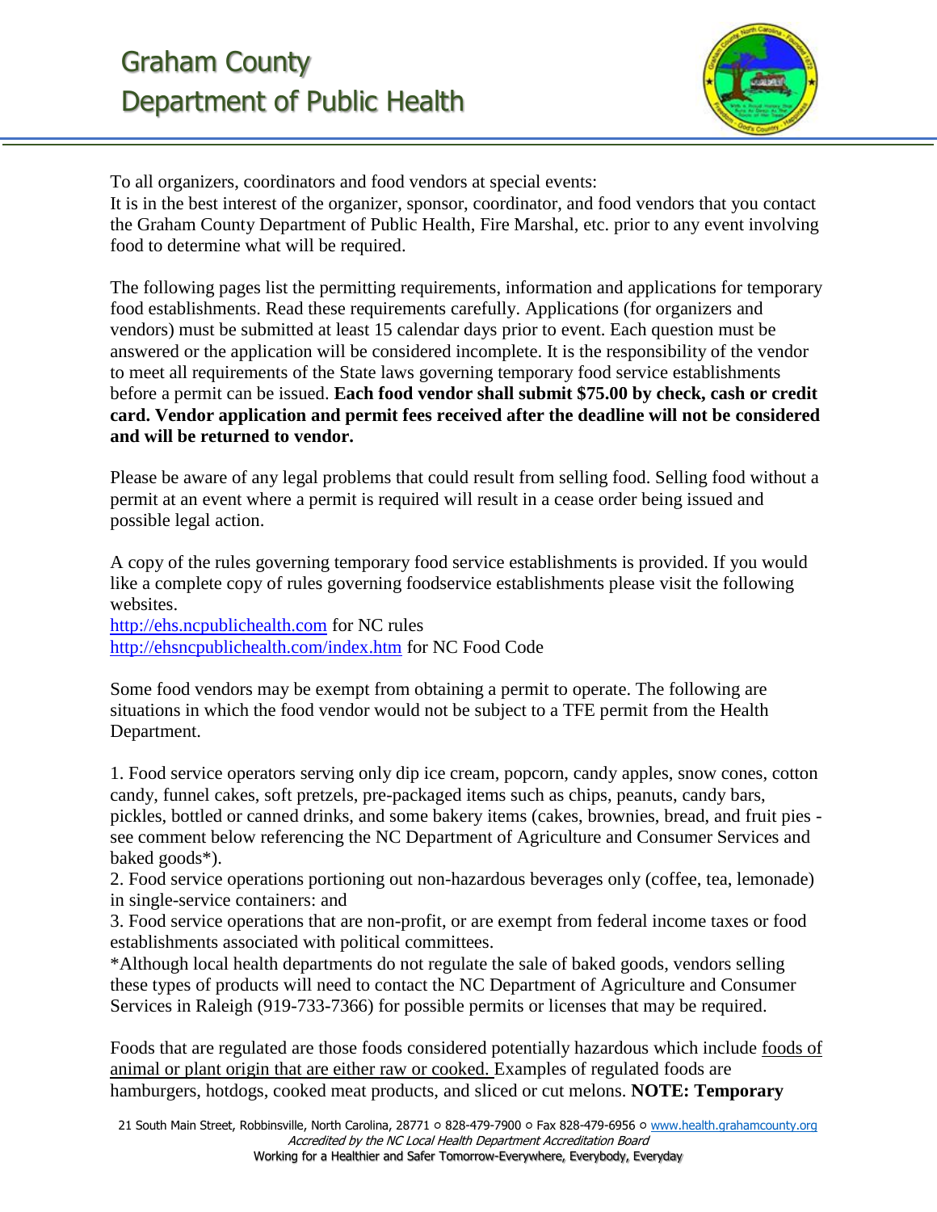# Graham County Department of Public Health

To all organizers, coordinators and food vendors at special events:
It is in the best interest of the organizer, sponsor, coordinator, and food vendors that you contact the Graham County Department of Public Health, Fire Marshal, etc. prior to any event involving food to determine what will be required.

The following pages list the permitting requirements, information and applications for temporary food establishments. Read these requirements carefully. Applications (for organizers and vendors) must be submitted at least 15 calendar days prior to event. Each question must be answered or the application will be considered incomplete. It is the responsibility of the vendor to meet all requirements of the State laws governing temporary food service establishments before a permit can be issued. **Each food vendor shall submit $75.00 by check, cash or credit card. Vendor application and permit fees received after the deadline will not be considered and will be returned to vendor.**

Please be aware of any legal problems that could result from selling food. Selling food without a permit at an event where a permit is required will result in a cease order being issued and possible legal action.

A copy of the rules governing temporary food service establishments is provided. If you would like a complete copy of rules governing foodservice establishments please visit the following websites.
http://ehs.ncpublichealth.com for NC rules
http://ehsncpublichealth.com/index.htm for NC Food Code

Some food vendors may be exempt from obtaining a permit to operate. The following are situations in which the food vendor would not be subject to a TFE permit from the Health Department.

1. Food service operators serving only dip ice cream, popcorn, candy apples, snow cones, cotton candy, funnel cakes, soft pretzels, pre-packaged items such as chips, peanuts, candy bars, pickles, bottled or canned drinks, and some bakery items (cakes, brownies, bread, and fruit pies - see comment below referencing the NC Department of Agriculture and Consumer Services and baked goods*).
2. Food service operations portioning out non-hazardous beverages only (coffee, tea, lemonade) in single-service containers: and
3. Food service operations that are non-profit, or are exempt from federal income taxes or food establishments associated with political committees.

*Although local health departments do not regulate the sale of baked goods, vendors selling these types of products will need to contact the NC Department of Agriculture and Consumer Services in Raleigh (919-733-7366) for possible permits or licenses that may be required.

Foods that are regulated are those foods considered potentially hazardous which include <u>foods of animal or plant origin that are either raw or cooked.</u> Examples of regulated foods are hamburgers, hotdogs, cooked meat products, and sliced or cut melons. **NOTE: Temporary**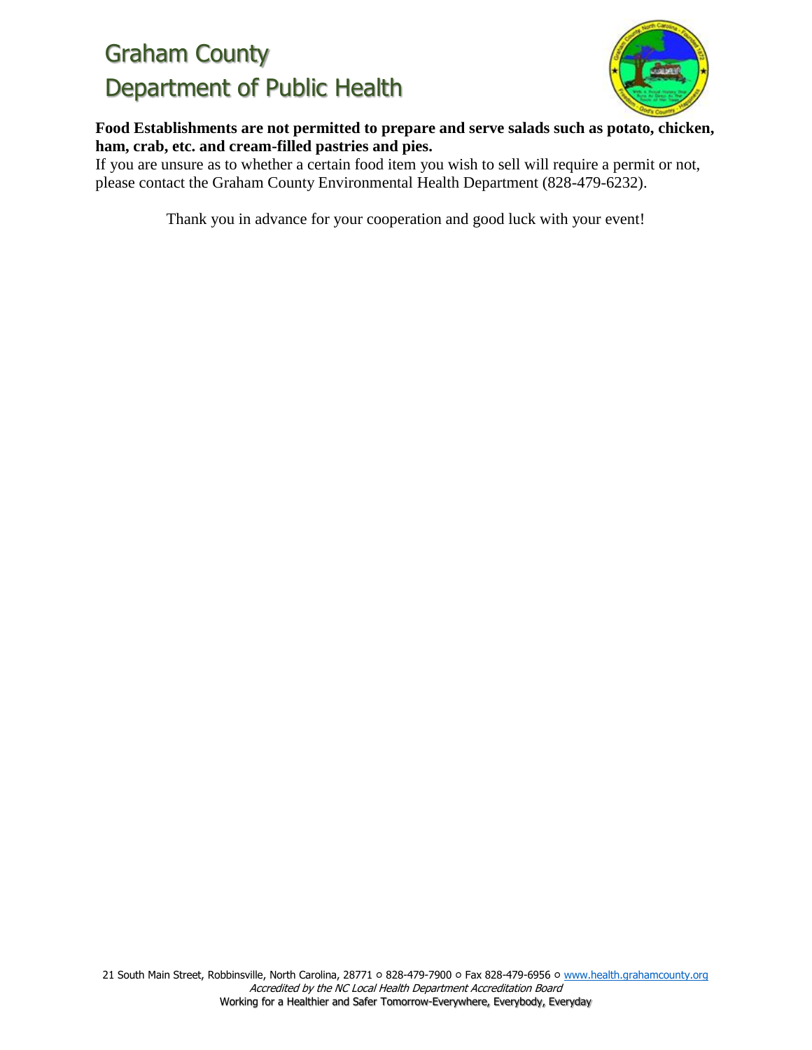**Food Establishments are not permitted to prepare and serve salads such as potato, chicken, ham, crab, etc. and cream-filled pastries and pies.**

If you are unsure as to whether a certain food item you wish to sell will require a permit or not, please contact the Graham County Environmental Health Department (828-479-6232).

Thank you in advance for your cooperation and good luck with your event!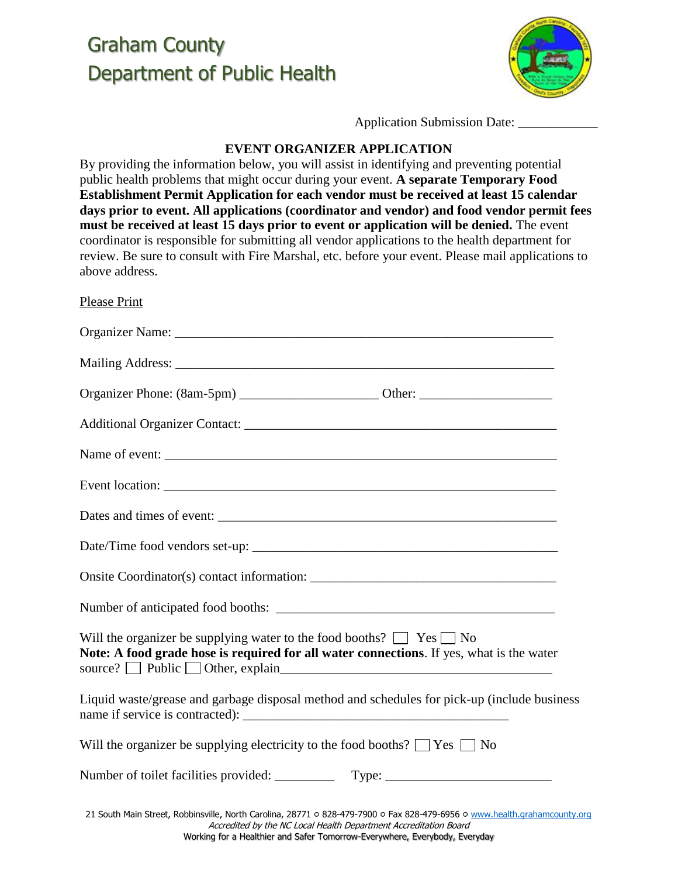# Graham County
# Department of Public Health

Application Submission Date: ____________

## EVENT ORGANIZER APPLICATION

By providing the information below, you will assist in identifying and preventing potential public health problems that might occur during your event. **A separate Temporary Food Establishment Permit Application for each vendor must be received at least 15 calendar days prior to event. All applications (coordinator and vendor) and food vendor permit fees must be received at least 15 days prior to event or application will be denied.** The event coordinator is responsible for submitting all vendor applications to the health department for review. Be sure to consult with Fire Marshal, etc. before your event. Please mail applications to above address.

Please Print

Organizer Name: ___________________________________________________________

Mailing Address: ___________________________________________________________

Organizer Phone: (8am-5pm) ____________________ Other: ___________________

Additional Organizer Contact: _______________________________________________

Name of event: _____________________________________________________________

Event location: _____________________________________________________________

Dates and times of event: ____________________________________________________

Date/Time food vendors set-up: _______________________________________________

Onsite Coordinator(s) contact information: _____________________________________

Number of anticipated food booths: ___________________________________________

Will the organizer be supplying water to the food booths? ☐ Yes ☐ No
**Note: A food grade hose is required for all water connections**. If yes, what is the water source? ☐ Public ☐ Other, explain________________________________________

Liquid waste/grease and garbage disposal method and schedules for pick-up (include business name if service is contracted): _______________________________________

Will the organizer be supplying electricity to the food booths? ☐ Yes ☐ No

Number of toilet facilities provided: _________ Type: ________________________

21 South Main Street, Robbinsville, North Carolina, 28771 ○ 828-479-7900 ○ Fax 828-479-6956 ○ www.health.grahamcounty.org
*Accredited by the NC Local Health Department Accreditation Board*
Working for a Healthier and Safer Tomorrow-Everywhere, Everybody, Everyday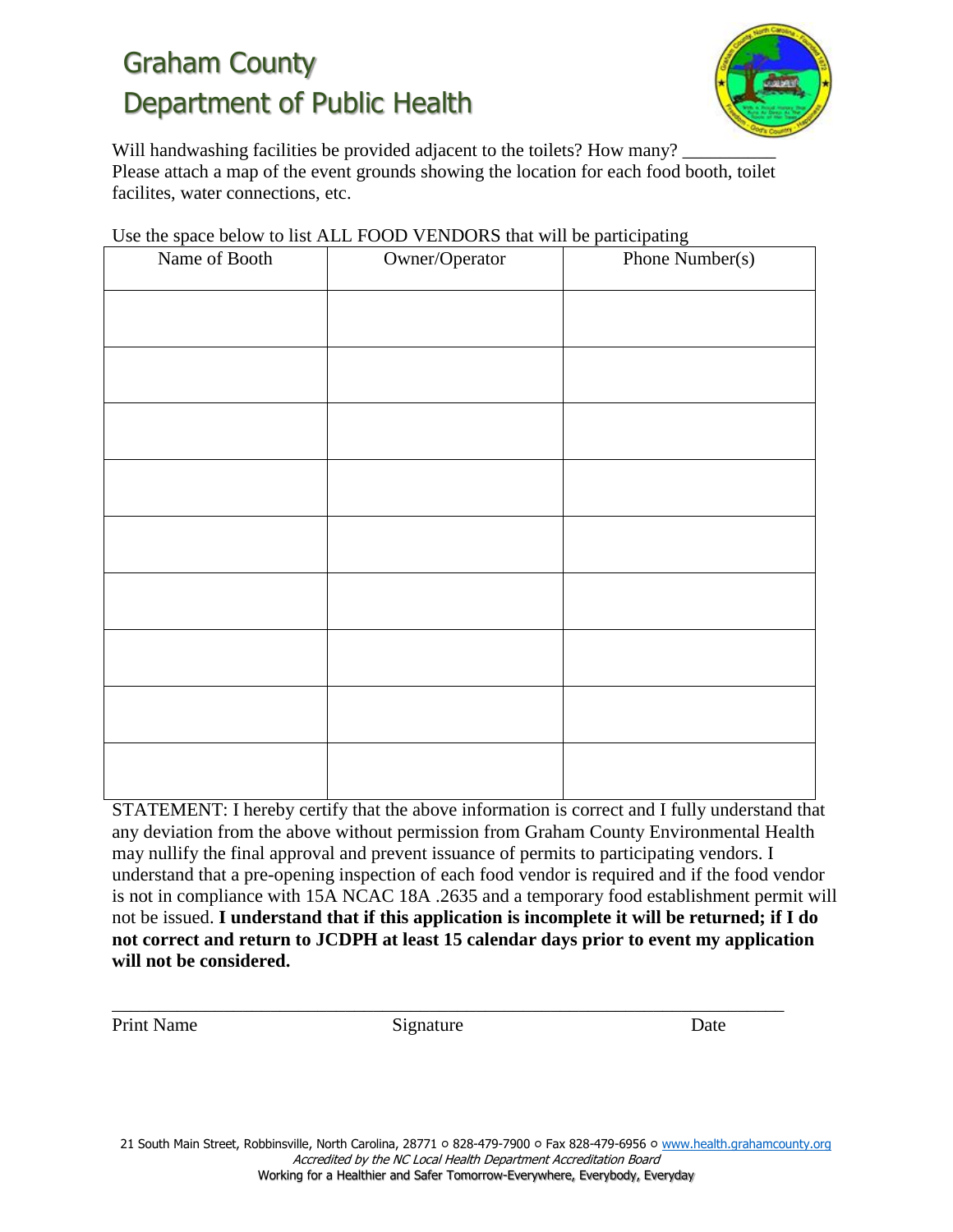# Graham County Department of Public Health

Will handwashing facilities be provided adjacent to the toilets? How many? __________

Please attach a map of the event grounds showing the location for each food booth, toilet facilites, water connections, etc.

Use the space below to list ALL FOOD VENDORS that will be participating

| Name of Booth | Owner/Operator | Phone Number(s) |
|---|---|---|
| | | |
| | | |
| | | |
| | | |
| | | |
| | | |
| | | |
| | | |
| | | |

STATEMENT: I hereby certify that the above information is correct and I fully understand that any deviation from the above without permission from Graham County Environmental Health may nullify the final approval and prevent issuance of permits to participating vendors. I understand that a pre-opening inspection of each food vendor is required and if the food vendor is not in compliance with 15A NCAC 18A .2635 and a temporary food establishment permit will not be issued. **I understand that if this application is incomplete it will be returned; if I do not correct and return to JCDPH at least 15 calendar days prior to event my application will not be considered.**

_________________________________________________________________________

Print Name Signature Date

21 South Main Street, Robbinsville, North Carolina, 28771 ○ 828-479-7900 ○ Fax 828-479-6956 ○ www.health.grahamcounty.org

*Accredited by the NC Local Health Department Accreditation Board*

Working for a Healthier and Safer Tomorrow-Everywhere, Everybody, Everyday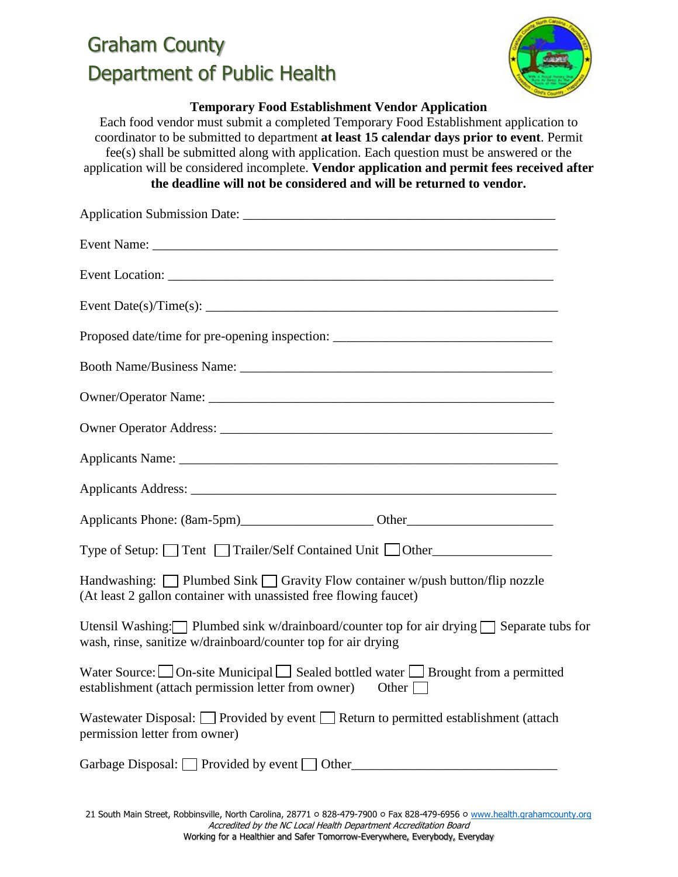# Graham County
# Department of Public Health

**Temporary Food Establishment Vendor Application**

Each food vendor must submit a completed Temporary Food Establishment application to coordinator to be submitted to department **at least 15 calendar days prior to event**. Permit fee(s) shall be submitted along with application. Each question must be answered or the application will be considered incomplete. **Vendor application and permit fees received after the deadline will not be considered and will be returned to vendor.**

Application Submission Date: ______________________________________________

Event Name: ______________________________________________________________

Event Location: ____________________________________________________________

Event Date(s)/Time(s): ______________________________________________________

Proposed date/time for pre-opening inspection: ________________________________

Booth Name/Business Name: ________________________________________________

Owner/Operator Name: _____________________________________________________

Owner Operator Address: ___________________________________________________

Applicants Name: _________________________________________________________

Applicants Address: _______________________________________________________

Applicants Phone: (8am-5pm)___________________ Other_____________________

Type of Setup: ☐ Tent ☐ Trailer/Self Contained Unit ☐ Other_________________

Handwashing: ☐ Plumbed Sink ☐ Gravity Flow container w/push button/flip nozzle (At least 2 gallon container with unassisted free flowing faucet)

Utensil Washing: ☐ Plumbed sink w/drainboard/counter top for air drying ☐ Separate tubs for wash, rinse, sanitize w/drainboard/counter top for air drying

Water Source: ☐ On-site Municipal ☐ Sealed bottled water ☐ Brought from a permitted establishment (attach permission letter from owner) Other ☐

Wastewater Disposal: ☐ Provided by event ☐ Return to permitted establishment (attach permission letter from owner)

Garbage Disposal: ☐ Provided by event ☐ Other______________________________

21 South Main Street, Robbinsville, North Carolina, 28771 ○ 828-479-7900 ○ Fax 828-479-6956 ○ www.health.grahamcounty.org
*Accredited by the NC Local Health Department Accreditation Board*
Working for a Healthier and Safer Tomorrow-Everywhere, Everybody, Everyday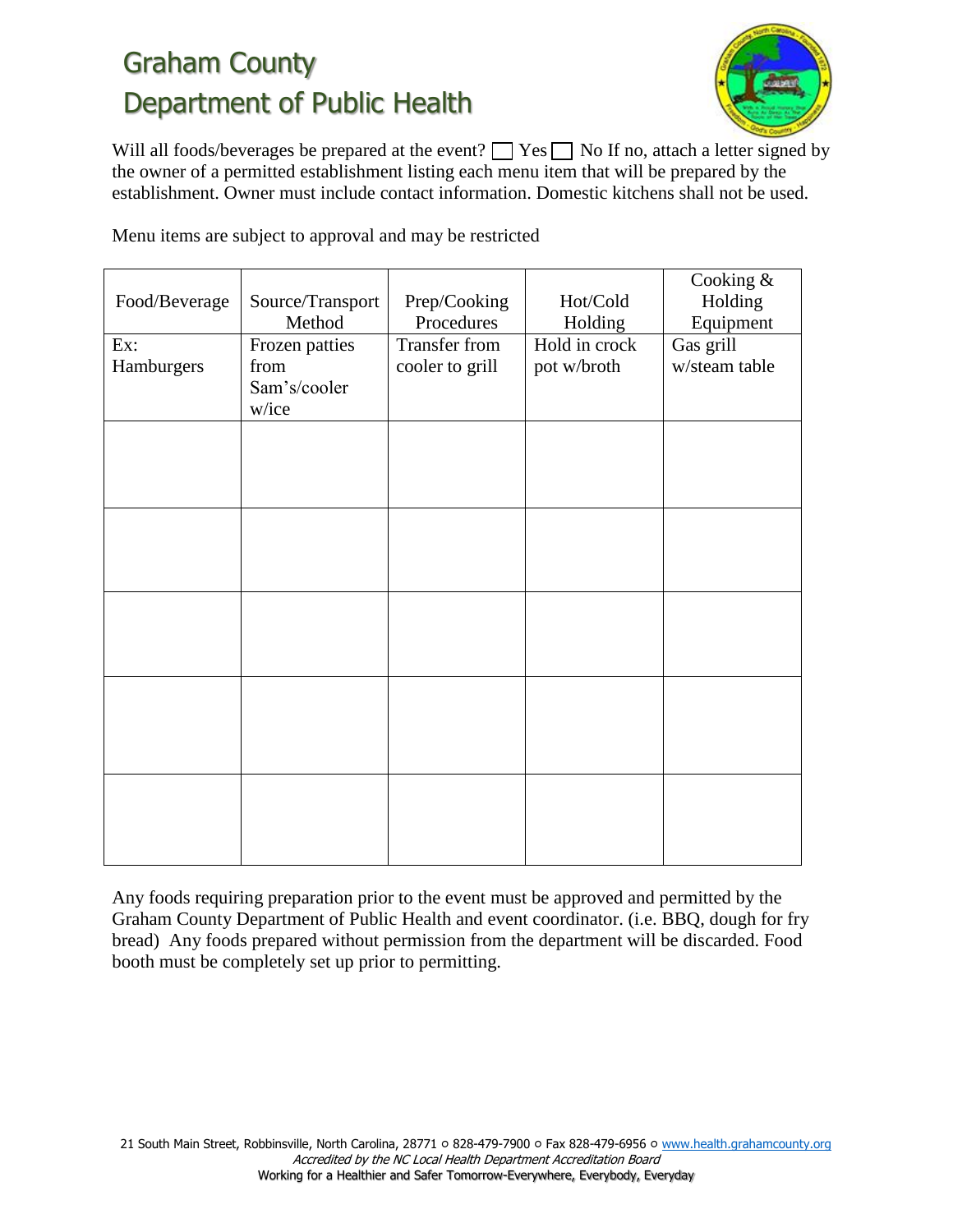# Graham County Department of Public Health

Will all foods/beverages be prepared at the event? ☐ Yes ☐ No If no, attach a letter signed by the owner of a permitted establishment listing each menu item that will be prepared by the establishment. Owner must include contact information. Domestic kitchens shall not be used.

Menu items are subject to approval and may be restricted

| Food/Beverage | Source/Transport Method | Prep/Cooking Procedures | Hot/Cold Holding | Cooking & Holding Equipment |
|---|---|---|---|---|
| Ex: Hamburgers | Frozen patties from Sam's/cooler w/ice | Transfer from cooler to grill | Hold in crock pot w/broth | Gas grill w/steam table |
| | | | | |
| | | | | |
| | | | | |
| | | | | |
| | | | | |

Any foods requiring preparation prior to the event must be approved and permitted by the Graham County Department of Public Health and event coordinator. (i.e. BBQ, dough for fry bread) Any foods prepared without permission from the department will be discarded. Food booth must be completely set up prior to permitting.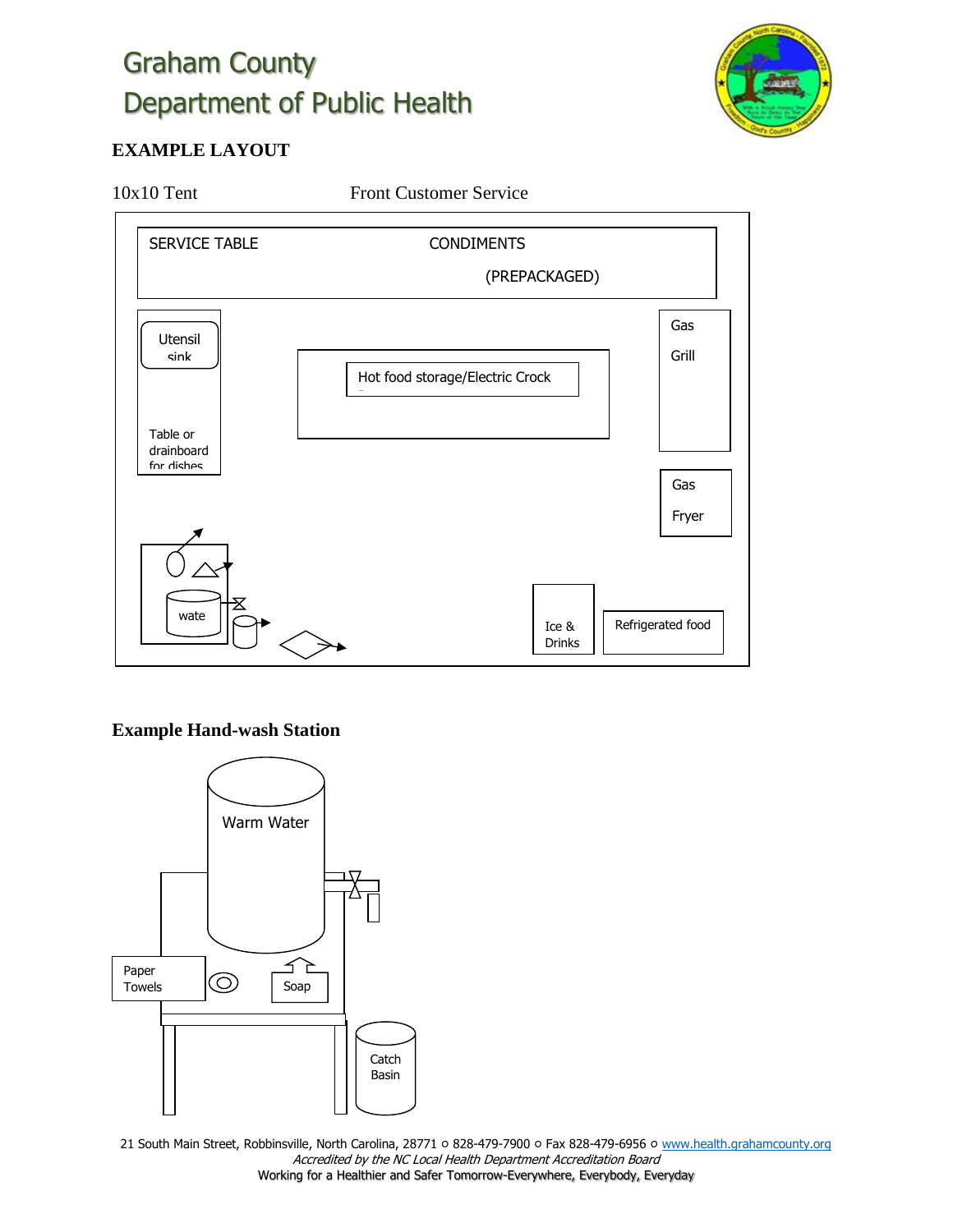# Graham County Department of Public Health

**EXAMPLE LAYOUT**

10x10 Tent                    Front Customer Service

SERVICE TABLE                    CONDIMENTS

(PREPACKAGED)

Utensil sink

Table or drainboard for dishes

Hot food storage/Electric Crock

Gas Grill

Gas Fryer

wate

Ice & Drinks

Refrigerated food

**Example Hand-wash Station**

Warm Water

Paper Towels

Soap

Catch Basin

21 South Main Street, Robbinsville, North Carolina, 28771 ○ 828-479-7900 ○ Fax 828-479-6956 ○ www.health.grahamcounty.org

*Accredited by the NC Local Health Department Accreditation Board*

Working for a Healthier and Safer Tomorrow-Everywhere, Everybody, Everyday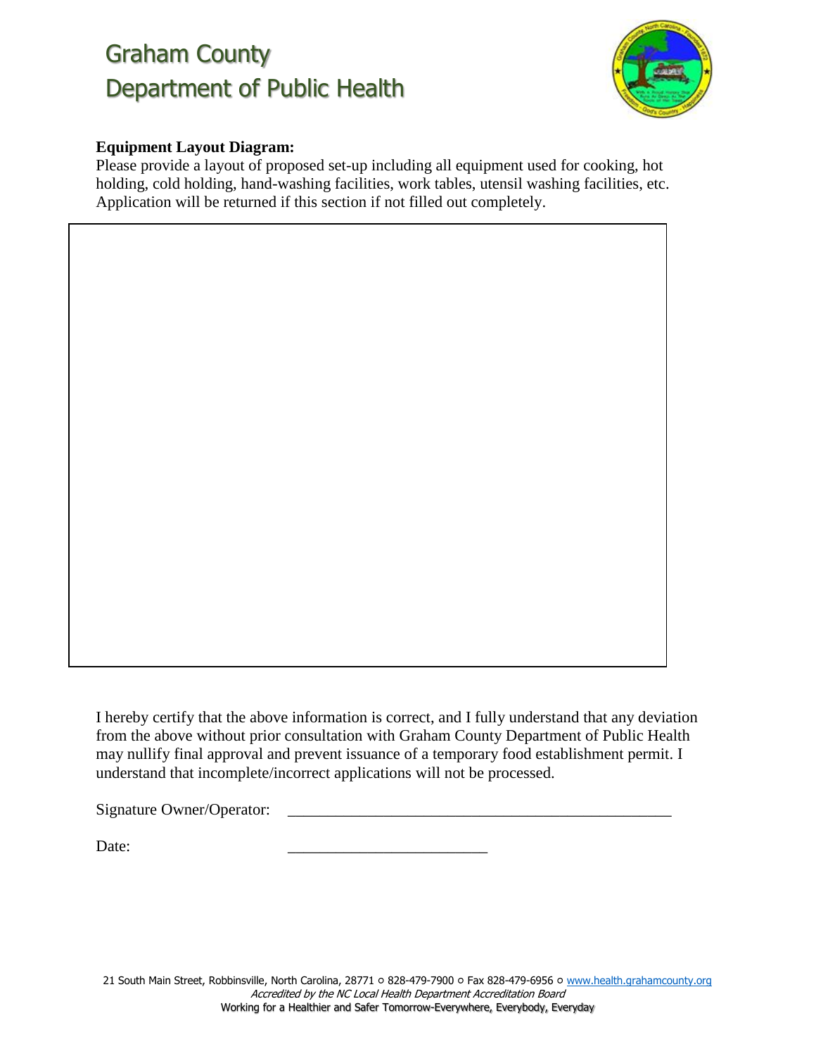# Graham County Department of Public Health

**Equipment Layout Diagram:**

Please provide a layout of proposed set-up including all equipment used for cooking, hot holding, cold holding, hand-washing facilities, work tables, utensil washing facilities, etc. Application will be returned if this section if not filled out completely.

I hereby certify that the above information is correct, and I fully understand that any deviation from the above without prior consultation with Graham County Department of Public Health may nullify final approval and prevent issuance of a temporary food establishment permit. I understand that incomplete/incorrect applications will not be processed.

Signature Owner/Operator: ________________________________________________

Date: ________________________

21 South Main Street, Robbinsville, North Carolina, 28771 ○ 828-479-7900 ○ Fax 828-479-6956 ○ www.health.grahamcounty.org

*Accredited by the NC Local Health Department Accreditation Board*

Working for a Healthier and Safer Tomorrow-Everywhere, Everybody, Everyday